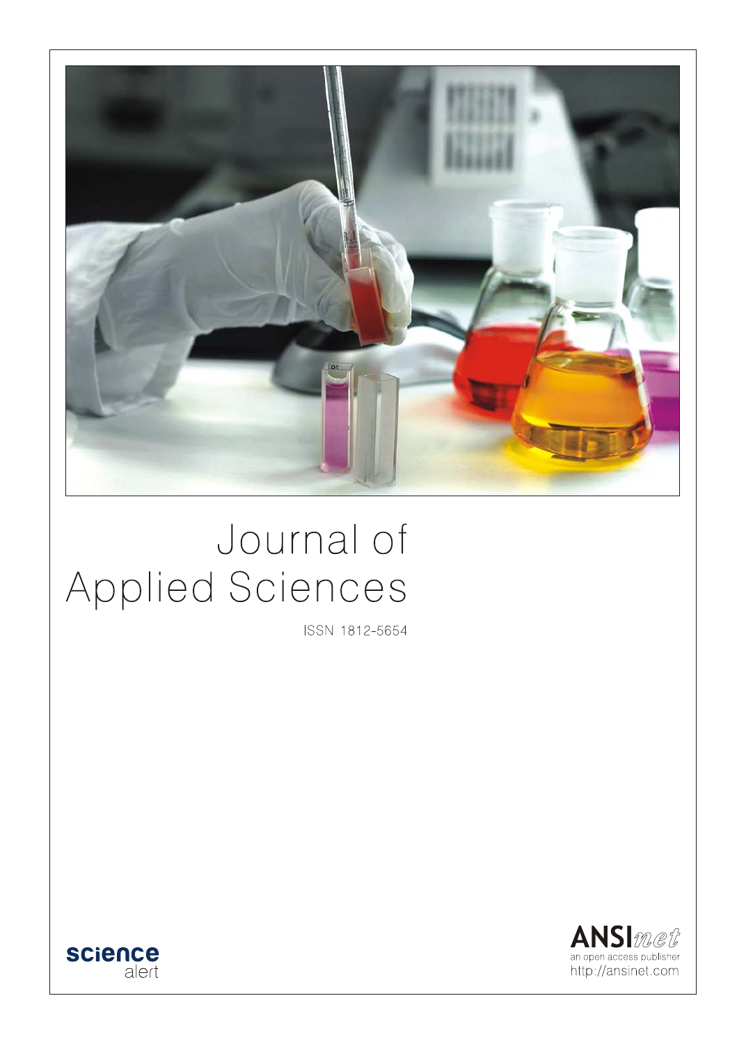# Journal of Applied Sciences

ISSN 1812-5654

science alert

ANSInet
an open access publisher
http://ansinet.com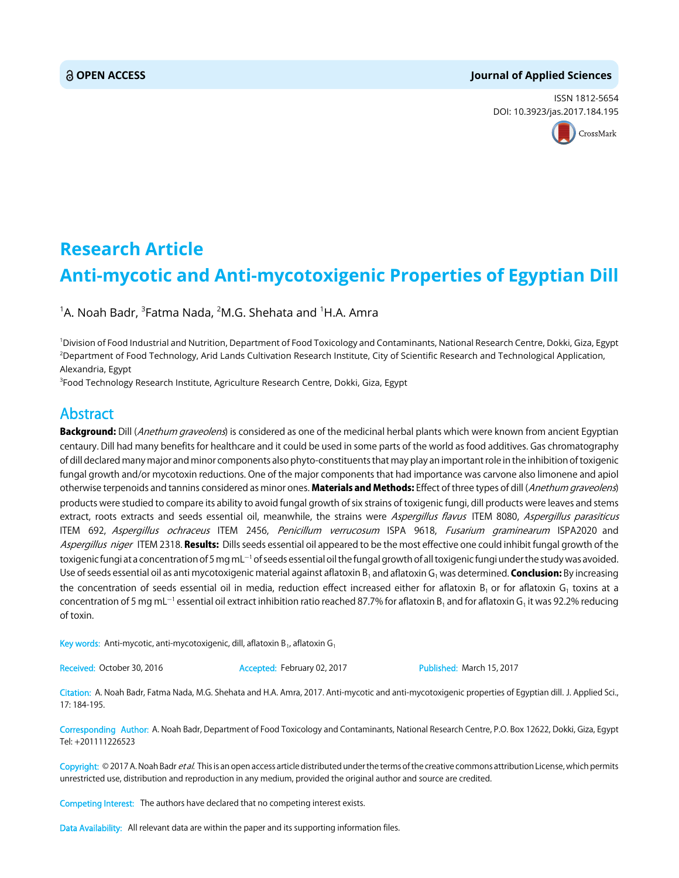OPEN ACCESS

**Journal of Applied Sciences**

ISSN 1812-5654
DOI: 10.3923/jas.2017.184.195

# Research Article
# Anti-mycotic and Anti-mycotoxigenic Properties of Egyptian Dill

[1]A. Noah Badr, [3]Fatma Nada, [2]M.G. Shehata and [1]H.A. Amra

[1]Division of Food Industrial and Nutrition, Department of Food Toxicology and Contaminants, National Research Centre, Dokki, Giza, Egypt
[2]Department of Food Technology, Arid Lands Cultivation Research Institute, City of Scientific Research and Technological Application, Alexandria, Egypt
[3]Food Technology Research Institute, Agriculture Research Centre, Dokki, Giza, Egypt

## Abstract

**Background:** Dill (*Anethum graveolens*) is considered as one of the medicinal herbal plants which were known from ancient Egyptian centaury. Dill had many benefits for healthcare and it could be used in some parts of the world as food additives. Gas chromatography of dill declared many major and minor components also phyto-constituents that may play an important role in the inhibition of toxigenic fungal growth and/or mycotoxin reductions. One of the major components that had importance was carvone also limonene and apiol otherwise terpenoids and tannins considered as minor ones. **Materials and Methods:** Effect of three types of dill (*Anethum graveolens*) products were studied to compare its ability to avoid fungal growth of six strains of toxigenic fungi, dill products were leaves and stems extract, roots extracts and seeds essential oil, meanwhile, the strains were *Aspergillus flavus* ITEM 8080, *Aspergillus parasiticus* ITEM 692, *Aspergillus ochraceus* ITEM 2456, *Penicillum verrucosum* ISPA 9618, *Fusarium graminearum* ISPA2020 and *Aspergillus niger* ITEM 2318. **Results:** Dills seeds essential oil appeared to be the most effective one could inhibit fungal growth of the toxigenic fungi at a concentration of 5 mg mL$^{-1}$ of seeds essential oil the fungal growth of all toxigenic fungi under the study was avoided. Use of seeds essential oil as anti mycotoxigenic material against aflatoxin $B_1$ and aflatoxin $G_1$ was determined. **Conclusion:** By increasing the concentration of seeds essential oil in media, reduction effect increased either for aflatoxin $B_1$ or for aflatoxin $G_1$ toxins at a concentration of 5 mg mL$^{-1}$ essential oil extract inhibition ratio reached 87.7% for aflatoxin $B_1$ and for aflatoxin $G_1$ it was 92.2% reducing of toxin.

Key words: Anti-mycotic, anti-mycotoxigenic, dill, aflatoxin $B_1$, aflatoxin $G_1$

Received: October 30, 2016 Accepted: February 02, 2017 Published: March 15, 2017

Citation: A. Noah Badr, Fatma Nada, M.G. Shehata and H.A. Amra, 2017. Anti-mycotic and anti-mycotoxigenic properties of Egyptian dill. J. Applied Sci., 17: 184-195.

Corresponding Author: A. Noah Badr, Department of Food Toxicology and Contaminants, National Research Centre, P.O. Box 12622, Dokki, Giza, Egypt Tel: +201111226523

Copyright: © 2017 A. Noah Badr *et al.* This is an open access article distributed under the terms of the creative commons attribution License, which permits unrestricted use, distribution and reproduction in any medium, provided the original author and source are credited.

Competing Interest: The authors have declared that no competing interest exists.

Data Availability: All relevant data are within the paper and its supporting information files.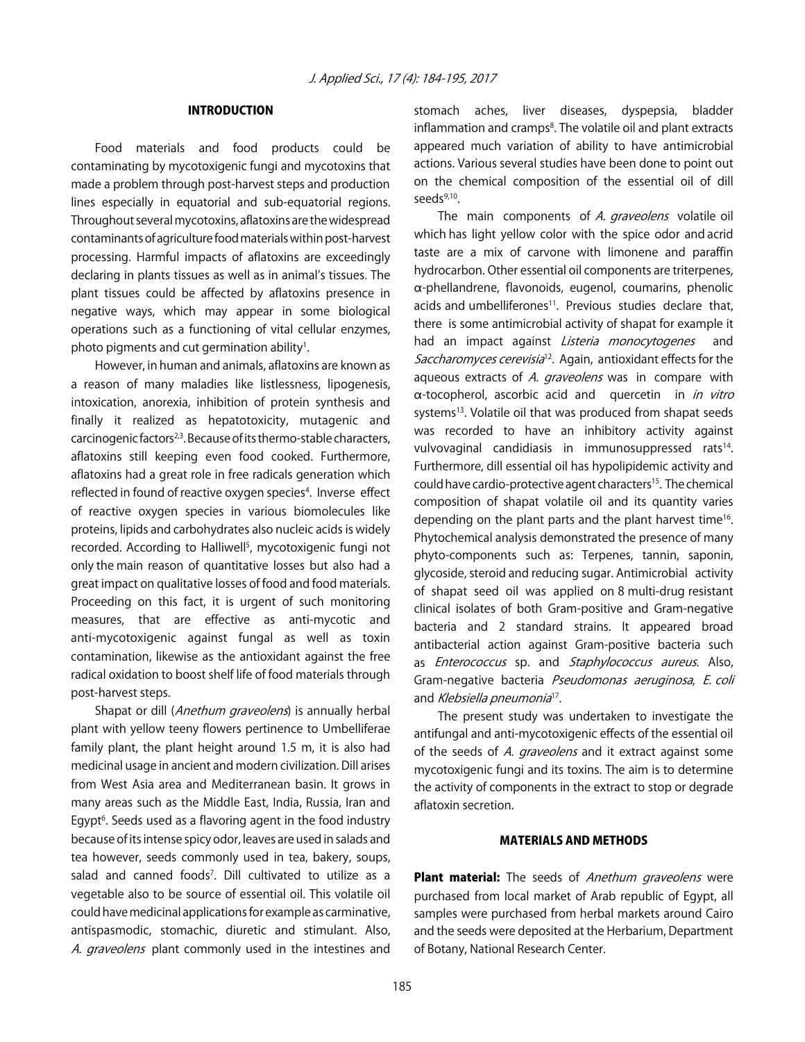## INTRODUCTION

Food materials and food products could be contaminating by mycotoxigenic fungi and mycotoxins that made a problem through post-harvest steps and production lines especially in equatorial and sub-equatorial regions. Throughout several mycotoxins, aflatoxins are the widespread contaminants of agriculture food materials within post-harvest processing. Harmful impacts of aflatoxins are exceedingly declaring in plants tissues as well as in animal's tissues. The plant tissues could be affected by aflatoxins presence in negative ways, which may appear in some biological operations such as a functioning of vital cellular enzymes, photo pigments and cut germination ability[1].

However, in human and animals, aflatoxins are known as a reason of many maladies like listlessness, lipogenesis, intoxication, anorexia, inhibition of protein synthesis and finally it realized as hepatotoxicity, mutagenic and carcinogenic factors[2,3]. Because of its thermo-stable characters, aflatoxins still keeping even food cooked. Furthermore, aflatoxins had a great role in free radicals generation which reflected in found of reactive oxygen species[4]. Inverse effect of reactive oxygen species in various biomolecules like proteins, lipids and carbohydrates also nucleic acids is widely recorded. According to Halliwell[5], mycotoxigenic fungi not only the main reason of quantitative losses but also had a great impact on qualitative losses of food and food materials. Proceeding on this fact, it is urgent of such monitoring measures, that are effective as anti-mycotic and anti-mycotoxigenic against fungal as well as toxin contamination, likewise as the antioxidant against the free radical oxidation to boost shelf life of food materials through post-harvest steps.

Shapat or dill (*Anethum graveolens*) is annually herbal plant with yellow teeny flowers pertinence to Umbelliferae family plant, the plant height around 1.5 m, it is also had medicinal usage in ancient and modern civilization. Dill arises from West Asia area and Mediterranean basin. It grows in many areas such as the Middle East, India, Russia, Iran and Egypt[6]. Seeds used as a flavoring agent in the food industry because of its intense spicy odor, leaves are used in salads and tea however, seeds commonly used in tea, bakery, soups, salad and canned foods[7]. Dill cultivated to utilize as a vegetable also to be source of essential oil. This volatile oil could have medicinal applications for example as carminative, antispasmodic, stomachic, diuretic and stimulant. Also, *A. graveolens* plant commonly used in the intestines and stomach aches, liver diseases, dyspepsia, bladder inflammation and cramps[8]. The volatile oil and plant extracts appeared much variation of ability to have antimicrobial actions. Various several studies have been done to point out on the chemical composition of the essential oil of dill seeds[9,10].

The main components of *A. graveolens* volatile oil which has light yellow color with the spice odor and acrid taste are a mix of carvone with limonene and paraffin hydrocarbon. Other essential oil components are triterpenes, α-phellandrene, flavonoids, eugenol, coumarins, phenolic acids and umbelliferones[11]. Previous studies declare that, there is some antimicrobial activity of shapat for example it had an impact against *Listeria monocytogenes* and *Saccharomyces cerevisia*[12]. Again, antioxidant effects for the aqueous extracts of *A. graveolens* was in compare with α-tocopherol, ascorbic acid and quercetin in *in vitro* systems[13]. Volatile oil that was produced from shapat seeds was recorded to have an inhibitory activity against vulvovaginal candidiasis in immunosuppressed rats[14]. Furthermore, dill essential oil has hypolipidemic activity and could have cardio-protective agent characters[15]. The chemical composition of shapat volatile oil and its quantity varies depending on the plant parts and the plant harvest time[16]. Phytochemical analysis demonstrated the presence of many phyto-components such as: Terpenes, tannin, saponin, glycoside, steroid and reducing sugar. Antimicrobial activity of shapat seed oil was applied on 8 multi-drug resistant clinical isolates of both Gram-positive and Gram-negative bacteria and 2 standard strains. It appeared broad antibacterial action against Gram-positive bacteria such as *Enterococcus* sp. and *Staphylococcus aureus*. Also, Gram-negative bacteria *Pseudomonas aeruginosa*, *E. coli* and *Klebsiella pneumonia*[17].

The present study was undertaken to investigate the antifungal and anti-mycotoxigenic effects of the essential oil of the seeds of *A. graveolens* and it extract against some mycotoxigenic fungi and its toxins. The aim is to determine the activity of components in the extract to stop or degrade aflatoxin secretion.

## MATERIALS AND METHODS

**Plant material:** The seeds of *Anethum graveolens* were purchased from local market of Arab republic of Egypt, all samples were purchased from herbal markets around Cairo and the seeds were deposited at the Herbarium, Department of Botany, National Research Center.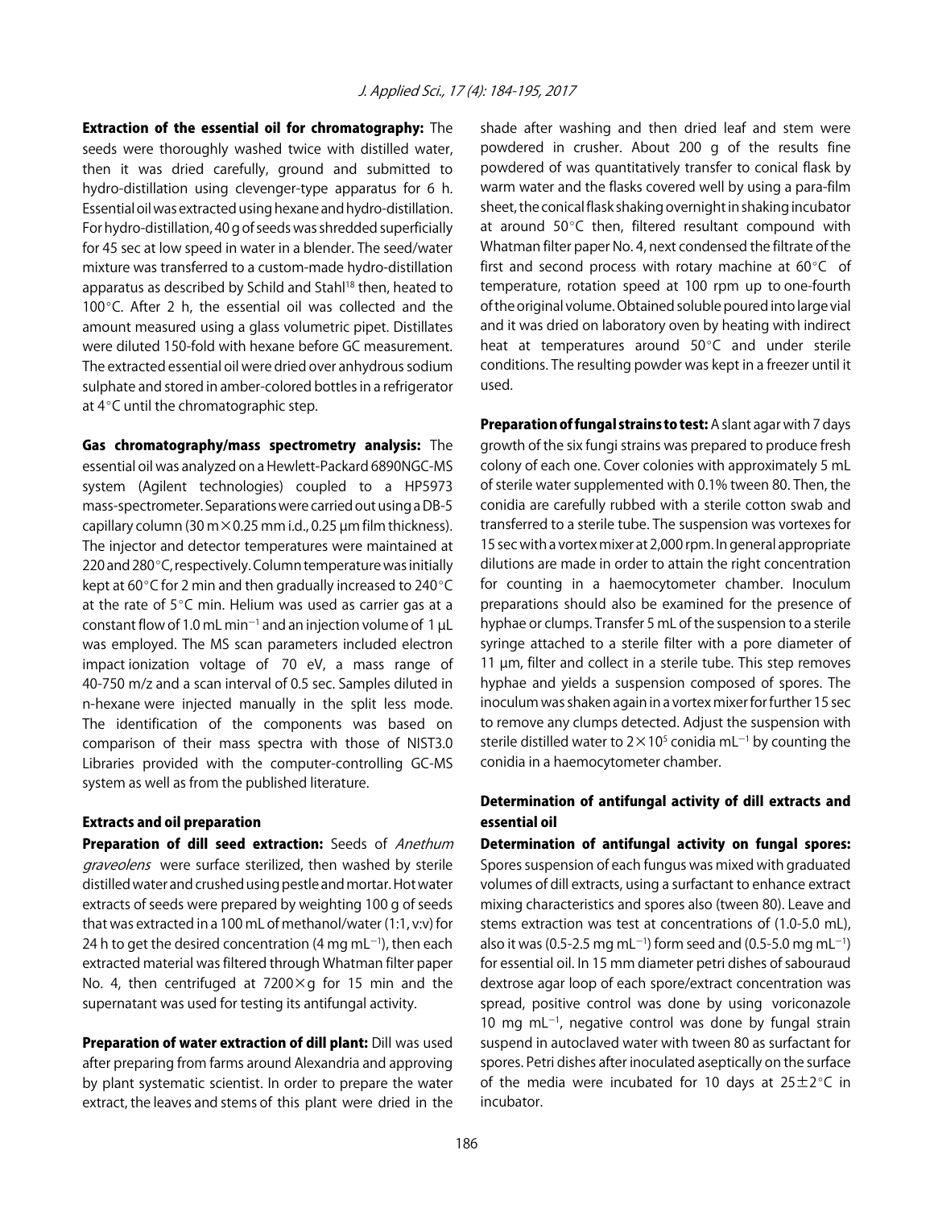**Extraction of the essential oil for chromatography:** The seeds were thoroughly washed twice with distilled water, then it was dried carefully, ground and submitted to hydro-distillation using clevenger-type apparatus for 6 h. Essential oil was extracted using hexane and hydro-distillation. For hydro-distillation, 40 g of seeds was shredded superficially for 45 sec at low speed in water in a blender. The seed/water mixture was transferred to a custom-made hydro-distillation apparatus as described by Schild and Stahl[18] then, heated to 100°C. After 2 h, the essential oil was collected and the amount measured using a glass volumetric pipet. Distillates were diluted 150-fold with hexane before GC measurement. The extracted essential oil were dried over anhydrous sodium sulphate and stored in amber-colored bottles in a refrigerator at 4°C until the chromatographic step.

**Gas chromatography/mass spectrometry analysis:** The essential oil was analyzed on a Hewlett-Packard 6890NGC-MS system (Agilent technologies) coupled to a HP5973 mass-spectrometer. Separations were carried out using a DB-5 capillary column (30 m$\times$0.25 mm i.d., 0.25 µm film thickness). The injector and detector temperatures were maintained at 220 and 280°C, respectively. Column temperature was initially kept at 60°C for 2 min and then gradually increased to 240°C at the rate of 5°C min. Helium was used as carrier gas at a constant flow of 1.0 mL min$^{-1}$ and an injection volume of 1 µL was employed. The MS scan parameters included electron impact ionization voltage of 70 eV, a mass range of 40-750 m/z and a scan interval of 0.5 sec. Samples diluted in n-hexane were injected manually in the split less mode. The identification of the components was based on comparison of their mass spectra with those of NIST3.0 Libraries provided with the computer-controlling GC-MS system as well as from the published literature.

### Extracts and oil preparation

**Preparation of dill seed extraction:** Seeds of *Anethum graveolens* were surface sterilized, then washed by sterile distilled water and crushed using pestle and mortar. Hot water extracts of seeds were prepared by weighting 100 g of seeds that was extracted in a 100 mL of methanol/water (1:1, v:v) for 24 h to get the desired concentration (4 mg mL$^{-1}$), then each extracted material was filtered through Whatman filter paper No. 4, then centrifuged at 7200$\times$g for 15 min and the supernatant was used for testing its antifungal activity.

**Preparation of water extraction of dill plant:** Dill was used after preparing from farms around Alexandria and approving by plant systematic scientist. In order to prepare the water extract, the leaves and stems of this plant were dried in the shade after washing and then dried leaf and stem were powdered in crusher. About 200 g of the results fine powdered of was quantitatively transfer to conical flask by warm water and the flasks covered well by using a para-film sheet, the conical flask shaking overnight in shaking incubator at around 50°C then, filtered resultant compound with Whatman filter paper No. 4, next condensed the filtrate of the first and second process with rotary machine at 60°C of temperature, rotation speed at 100 rpm up to one-fourth of the original volume. Obtained soluble poured into large vial and it was dried on laboratory oven by heating with indirect heat at temperatures around 50°C and under sterile conditions. The resulting powder was kept in a freezer until it used.

**Preparation of fungal strains to test:** A slant agar with 7 days growth of the six fungi strains was prepared to produce fresh colony of each one. Cover colonies with approximately 5 mL of sterile water supplemented with 0.1% tween 80. Then, the conidia are carefully rubbed with a sterile cotton swab and transferred to a sterile tube. The suspension was vortexes for 15 sec with a vortex mixer at 2,000 rpm. In general appropriate dilutions are made in order to attain the right concentration for counting in a haemocytometer chamber. Inoculum preparations should also be examined for the presence of hyphae or clumps. Transfer 5 mL of the suspension to a sterile syringe attached to a sterile filter with a pore diameter of 11 µm, filter and collect in a sterile tube. This step removes hyphae and yields a suspension composed of spores. The inoculum was shaken again in a vortex mixer for further 15 sec to remove any clumps detected. Adjust the suspension with sterile distilled water to $2\times10^5$ conidia mL$^{-1}$ by counting the conidia in a haemocytometer chamber.

## Determination of antifungal activity of dill extracts and essential oil

**Determination of antifungal activity on fungal spores:** Spores suspension of each fungus was mixed with graduated volumes of dill extracts, using a surfactant to enhance extract mixing characteristics and spores also (tween 80). Leave and stems extraction was test at concentrations of (1.0-5.0 mL), also it was (0.5-2.5 mg mL$^{-1}$) form seed and (0.5-5.0 mg mL$^{-1}$) for essential oil. In 15 mm diameter petri dishes of sabouraud dextrose agar loop of each spore/extract concentration was spread, positive control was done by using voriconazole 10 mg mL$^{-1}$, negative control was done by fungal strain suspend in autoclaved water with tween 80 as surfactant for spores. Petri dishes after inoculated aseptically on the surface of the media were incubated for 10 days at 25$\pm$2°C in incubator.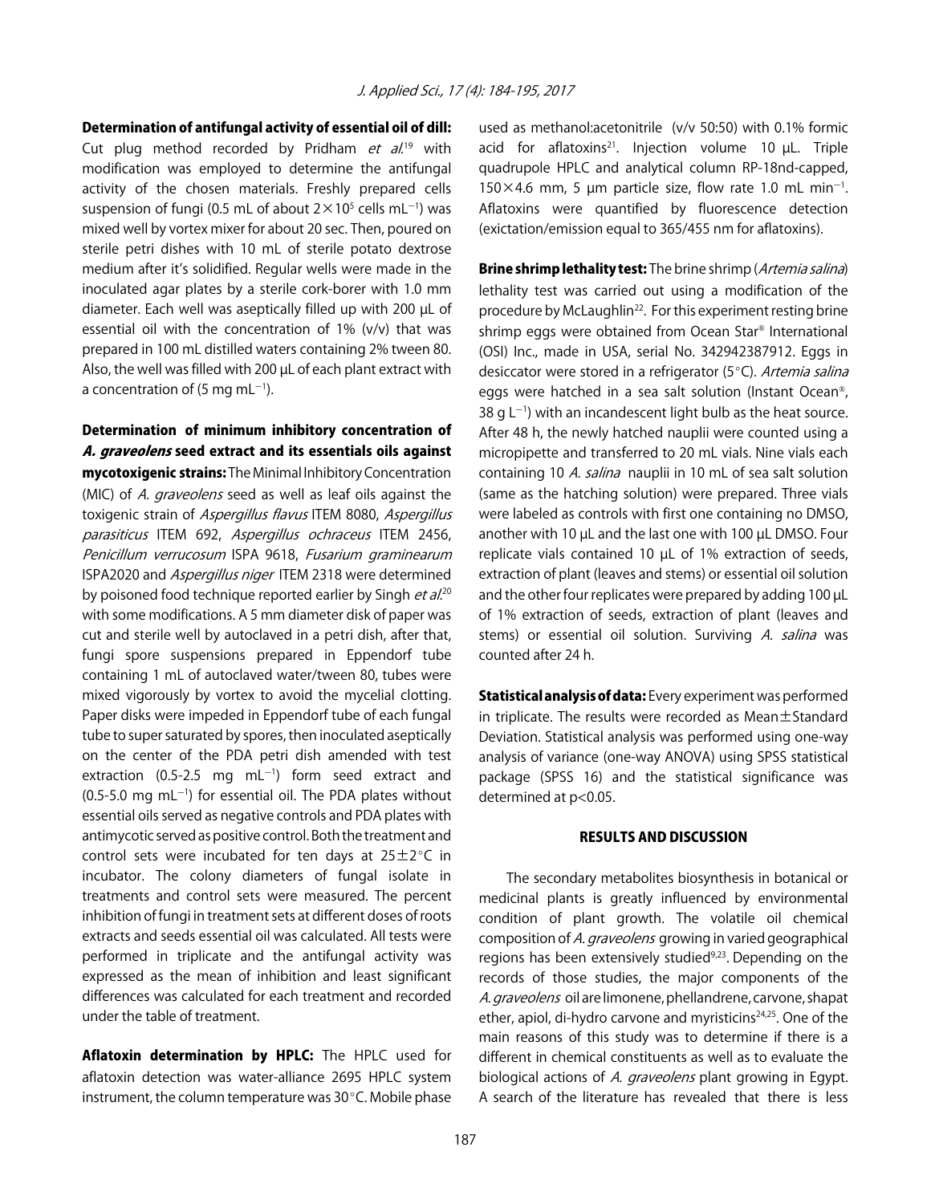**Determination of antifungal activity of essential oil of dill:** Cut plug method recorded by Pridham *et al.*[19] with modification was employed to determine the antifungal activity of the chosen materials. Freshly prepared cells suspension of fungi (0.5 mL of about $2\times10^5$ cells mL$^{-1}$) was mixed well by vortex mixer for about 20 sec. Then, poured on sterile petri dishes with 10 mL of sterile potato dextrose medium after it's solidified. Regular wells were made in the inoculated agar plates by a sterile cork-borer with 1.0 mm diameter. Each well was aseptically filled up with 200 µL of essential oil with the concentration of 1% (v/v) that was prepared in 100 mL distilled waters containing 2% tween 80. Also, the well was filled with 200 µL of each plant extract with a concentration of (5 mg mL$^{-1}$).

**Determination of minimum inhibitory concentration of *A. graveolens* seed extract and its essentials oils against mycotoxigenic strains:** The Minimal Inhibitory Concentration (MIC) of *A. graveolens* seed as well as leaf oils against the toxigenic strain of *Aspergillus flavus* ITEM 8080, *Aspergillus parasiticus* ITEM 692, *Aspergillus ochraceus* ITEM 2456, *Penicillum verrucosum* ISPA 9618, *Fusarium graminearum* ISPA2020 and *Aspergillus niger* ITEM 2318 were determined by poisoned food technique reported earlier by Singh *et al.*[20] with some modifications. A 5 mm diameter disk of paper was cut and sterile well by autoclaved in a petri dish, after that, fungi spore suspensions prepared in Eppendorf tube containing 1 mL of autoclaved water/tween 80, tubes were mixed vigorously by vortex to avoid the mycelial clotting. Paper disks were impeded in Eppendorf tube of each fungal tube to super saturated by spores, then inoculated aseptically on the center of the PDA petri dish amended with test extraction (0.5-2.5 mg mL$^{-1}$) form seed extract and (0.5-5.0 mg mL$^{-1}$) for essential oil. The PDA plates without essential oils served as negative controls and PDA plates with antimycotic served as positive control. Both the treatment and control sets were incubated for ten days at $25\pm2$°C in incubator. The colony diameters of fungal isolate in treatments and control sets were measured. The percent inhibition of fungi in treatment sets at different doses of roots extracts and seeds essential oil was calculated. All tests were performed in triplicate and the antifungal activity was expressed as the mean of inhibition and least significant differences was calculated for each treatment and recorded under the table of treatment.

**Aflatoxin determination by HPLC:** The HPLC used for aflatoxin detection was water-alliance 2695 HPLC system instrument, the column temperature was 30°C. Mobile phase used as methanol:acetonitrile (v/v 50:50) with 0.1% formic acid for aflatoxins[21]. Injection volume 10 µL. Triple quadrupole HPLC and analytical column RP-18nd-capped, $150\times4.6$ mm, 5 µm particle size, flow rate 1.0 mL min$^{-1}$. Aflatoxins were quantified by fluorescence detection (exictation/emission equal to 365/455 nm for aflatoxins).

**Brine shrimp lethality test:** The brine shrimp (*Artemia salina*) lethality test was carried out using a modification of the procedure by McLaughlin[22]. For this experiment resting brine shrimp eggs were obtained from Ocean Star® International (OSI) Inc., made in USA, serial No. 342942387912. Eggs in desiccator were stored in a refrigerator (5°C). *Artemia salina* eggs were hatched in a sea salt solution (Instant Ocean®, 38 g L$^{-1}$) with an incandescent light bulb as the heat source. After 48 h, the newly hatched nauplii were counted using a micropipette and transferred to 20 mL vials. Nine vials each containing 10 *A. salina* nauplii in 10 mL of sea salt solution (same as the hatching solution) were prepared. Three vials were labeled as controls with first one containing no DMSO, another with 10 µL and the last one with 100 µL DMSO. Four replicate vials contained 10 µL of 1% extraction of seeds, extraction of plant (leaves and stems) or essential oil solution and the other four replicates were prepared by adding 100 µL of 1% extraction of seeds, extraction of plant (leaves and stems) or essential oil solution. Surviving *A. salina* was counted after 24 h.

**Statistical analysis of data:** Every experiment was performed in triplicate. The results were recorded as Mean±Standard Deviation. Statistical analysis was performed using one-way analysis of variance (one-way ANOVA) using SPSS statistical package (SPSS 16) and the statistical significance was determined at $p<0.05$.

## RESULTS AND DISCUSSION

The secondary metabolites biosynthesis in botanical or medicinal plants is greatly influenced by environmental condition of plant growth. The volatile oil chemical composition of *A. graveolens* growing in varied geographical regions has been extensively studied[9,23]. Depending on the records of those studies, the major components of the *A. graveolens* oil are limonene, phellandrene, carvone, shapat ether, apiol, di-hydro carvone and myristicins[24,25]. One of the main reasons of this study was to determine if there is a different in chemical constituents as well as to evaluate the biological actions of *A. graveolens* plant growing in Egypt. A search of the literature has revealed that there is less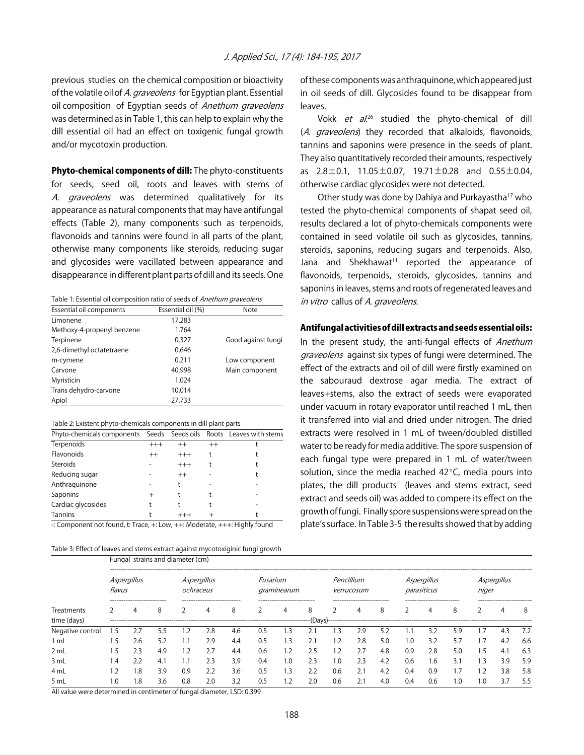previous studies on the chemical composition or bioactivity of the volatile oil of *A. graveolens* for Egyptian plant. Essential oil composition of Egyptian seeds of *Anethum graveolens* was determined as in Table 1, this can help to explain why the dill essential oil had an effect on toxigenic fungal growth and/or mycotoxin production.

**Phyto-chemical components of dill:** The phyto-constituents for seeds, seed oil, roots and leaves with stems of *A. graveolens* was determined qualitatively for its appearance as natural components that may have antifungal effects (Table 2), many components such as terpenoids, flavonoids and tannins were found in all parts of the plant, otherwise many components like steroids, reducing sugar and glycosides were vacillated between appearance and disappearance in different plant parts of dill and its seeds. One of these components was anthraquinone, which appeared just in oil seeds of dill. Glycosides found to be disappear from leaves.

Table 1: Essential oil composition ratio of seeds of *Anethum graveolens*

| Essential oil components | Essential oil (%) | Note |
|---|---|---|
| Limonene | 17.283 | |
| Methoxy-4-propenyl benzene | 1.764 | |
| Terpinene | 0.327 | Good against fungi |
| 2,6-dimethyl octatetraene | 0.646 | |
| m-cymene | 0.211 | Low component |
| Carvone | 40.998 | Main component |
| Myristicin | 1.024 | |
| Trans dehydro-carvone | 10.014 | |
| Apiol | 27.733 | |

Table 2: Existent phyto-chemicals components in dill plant parts

| Phyto-chemicals components | Seeds | Seeds oils | Roots | Leaves with stems |
|---|---|---|---|---|
| Terpenoids | +++ | ++ | ++ | t |
| Flavonoids | ++ | +++ | t | t |
| Steroids | - | +++ | t | t |
| Reducing sugar | - | ++ | - | t |
| Anthraquinone | - | t | - | - |
| Saponins | + | t | t | - |
| Cardiac glycosides | t | t | t | - |
| Tannins | t | +++ | + | t |

-: Component not found, t: Trace, +: Low, ++: Moderate, +++: Highly found

Vokk *et al.*[26] studied the phyto-chemical of dill (*A. graveolens*) they recorded that alkaloids, flavonoids, tannins and saponins were presence in the seeds of plant. They also quantitatively recorded their amounts, respectively as $2.8\pm0.1$, $11.05\pm0.07$, $19.71\pm0.28$ and $0.55\pm0.04$, otherwise cardiac glycosides were not detected.

Other study was done by Dahiya and Purkayastha[17] who tested the phyto-chemical components of shapat seed oil, results declared a lot of phyto-chemicals components were contained in seed volatile oil such as glycosides, tannins, steroids, saponins, reducing sugars and terpenoids. Also, Jana and Shekhawat[11] reported the appearance of flavonoids, terpenoids, steroids, glycosides, tannins and saponins in leaves, stems and roots of regenerated leaves and *in vitro* callus of *A. graveolens*.

**Antifungal activities of dill extracts and seeds essential oils:** In the present study, the anti-fungal effects of *Anethum graveolens* against six types of fungi were determined. The effect of the extracts and oil of dill were firstly examined on the sabouraud dextrose agar media. The extract of leaves+stems, also the extract of seeds were evaporated under vacuum in rotary evaporator until reached 1 mL, then it transferred into vial and dried under nitrogen. The dried extracts were resolved in 1 mL of tween/doubled distilled water to be ready for media additive. The spore suspension of each fungal type were prepared in 1 mL of water/tween solution, since the media reached 42°C, media pours into plates, the dill products (leaves and stems extract, seed extract and seeds oil) was added to compere its effect on the growth of fungi. Finally spore suspensions were spread on the plate's surface. In Table 3-5 the results showed that by adding

Table 3: Effect of leaves and stems extract against mycotoxiginic fungi growth

| | Fungal strains and diameter (cm) | | | | | | | | | | | | | | | | | |
|---|---|---|---|---|---|---|---|---|---|---|---|---|---|---|---|---|---|---|
| | *Aspergillus flavus* | | | *Aspergillus ochraceus* | | | *Fusarium graminearum* | | | *Pencillium verrucosum* | | | *Aspergillus parasiticus* | | | *Aspergillus niger* | | |
| Treatments time (days) | 2 | 4 | 8 | 2 | 4 | 8 | 2 | 4 | 8 (Days) | 2 | 4 | 8 | 2 | 4 | 8 | 2 | 4 | 8 |
| Negative control | 1.5 | 2.7 | 5.5 | 1.2 | 2.8 | 4.6 | 0.5 | 1.3 | 2.1 | 1.3 | 2.9 | 5.2 | 1.1 | 3.2 | 5.9 | 1.7 | 4.3 | 7.2 |
| 1 mL | 1.5 | 2.6 | 5.2 | 1.1 | 2.9 | 4.4 | 0.5 | 1.3 | 2.1 | 1.2 | 2.8 | 5.0 | 1.0 | 3.2 | 5.7 | 1.7 | 4.2 | 6.6 |
| 2 mL | 1.5 | 2.3 | 4.9 | 1.2 | 2.7 | 4.4 | 0.6 | 1.2 | 2.5 | 1.2 | 2.7 | 4.8 | 0.9 | 2.8 | 5.0 | 1.5 | 4.1 | 6.3 |
| 3 mL | 1.4 | 2.2 | 4.1 | 1.1 | 2.3 | 3.9 | 0.4 | 1.0 | 2.3 | 1.0 | 2.3 | 4.2 | 0.6 | 1.6 | 3.1 | 1.3 | 3.9 | 5.9 |
| 4 mL | 1.2 | 1.8 | 3.9 | 0.9 | 2.2 | 3.6 | 0.5 | 1.3 | 2.2 | 0.6 | 2.1 | 4.2 | 0.4 | 0.9 | 1.7 | 1.2 | 3.8 | 5.8 |
| 5 mL | 1.0 | 1.8 | 3.6 | 0.8 | 2.0 | 3.2 | 0.5 | 1.2 | 2.0 | 0.6 | 2.1 | 4.0 | 0.4 | 0.6 | 1.0 | 1.0 | 3.7 | 5.5 |

All value were determined in centimeter of fungal diameter, LSD: 0.399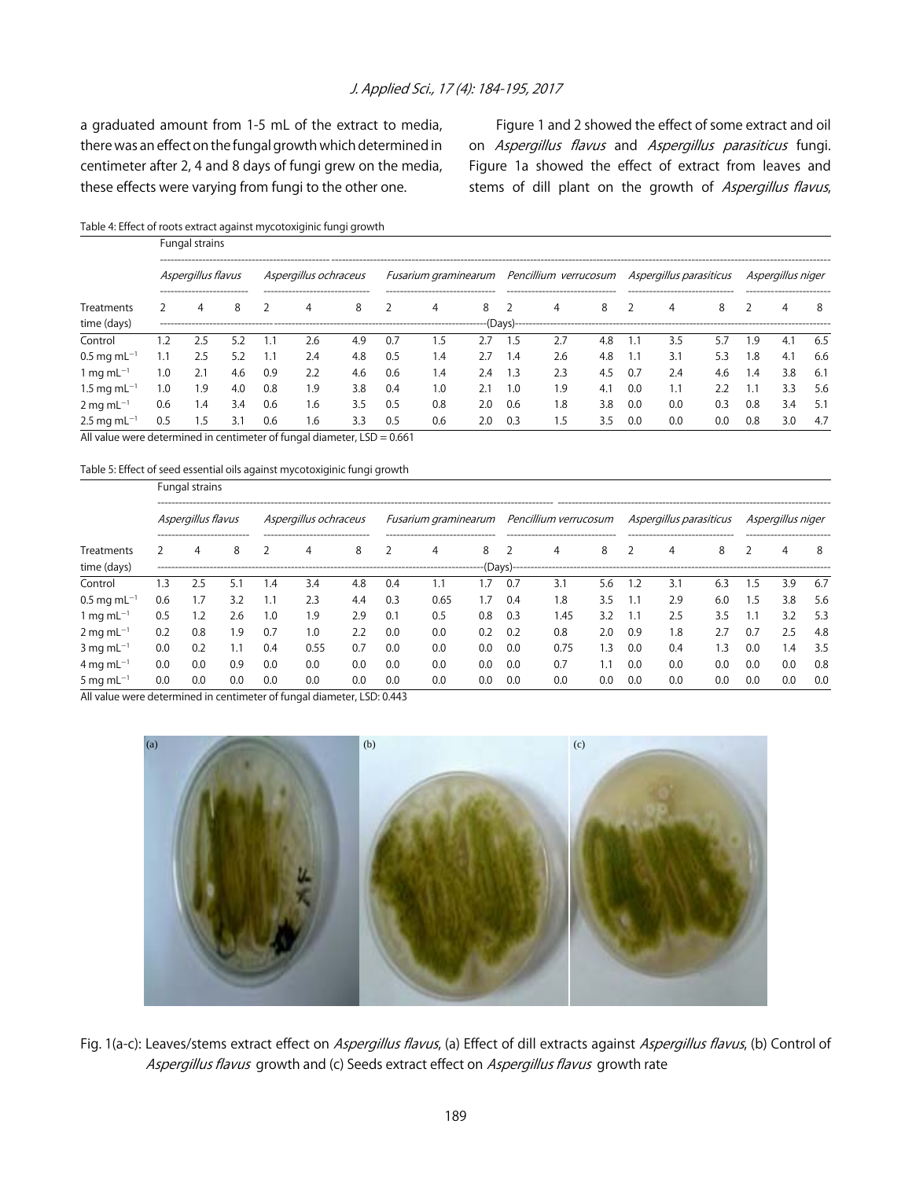a graduated amount from 1-5 mL of the extract to media, there was an effect on the fungal growth which determined in centimeter after 2, 4 and 8 days of fungi grew on the media, these effects were varying from fungi to the other one.

Figure 1 and 2 showed the effect of some extract and oil on *Aspergillus flavus* and *Aspergillus parasiticus* fungi. Figure 1a showed the effect of extract from leaves and stems of dill plant on the growth of *Aspergillus flavus*,

Table 4: Effect of roots extract against mycotoxiginic fungi growth

| | Fungal strains | | | | | | | | | | | | | | | | | |
|---|---|---|---|---|---|---|---|---|---|---|---|---|---|---|---|---|---|---|
| | *Aspergillus flavus* | | | *Aspergillus ochraceus* | | | *Fusarium graminearum* | | | *Pencillium verrucosum* | | | *Aspergillus parasiticus* | | | *Aspergillus niger* | | |
| Treatments time (days) | 2 | 4 | 8 | 2 | 4 | 8 | 2 | 4 | 8 | 2 | 4 | 8 | 2 | 4 | 8 | 2 | 4 | 8 |
| | (Days) | | | | | | | | | | | | | | | | | |
| Control | 1.2 | 2.5 | 5.2 | 1.1 | 2.6 | 4.9 | 0.7 | 1.5 | 2.7 | 1.5 | 2.7 | 4.8 | 1.1 | 3.5 | 5.7 | 1.9 | 4.1 | 6.5 |
| 0.5 mg $mL^{-1}$ | 1.1 | 2.5 | 5.2 | 1.1 | 2.4 | 4.8 | 0.5 | 1.4 | 2.7 | 1.4 | 2.6 | 4.8 | 1.1 | 3.1 | 5.3 | 1.8 | 4.1 | 6.6 |
| 1 mg $mL^{-1}$ | 1.0 | 2.1 | 4.6 | 0.9 | 2.2 | 4.6 | 0.6 | 1.4 | 2.4 | 1.3 | 2.3 | 4.5 | 0.7 | 2.4 | 4.6 | 1.4 | 3.8 | 6.1 |
| 1.5 mg $mL^{-1}$ | 1.0 | 1.9 | 4.0 | 0.8 | 1.9 | 3.8 | 0.4 | 1.0 | 2.1 | 1.0 | 1.9 | 4.1 | 0.0 | 1.1 | 2.2 | 1.1 | 3.3 | 5.6 |
| 2 mg $mL^{-1}$ | 0.6 | 1.4 | 3.4 | 0.6 | 1.6 | 3.5 | 0.5 | 0.8 | 2.0 | 0.6 | 1.8 | 3.8 | 0.0 | 0.0 | 0.3 | 0.8 | 3.4 | 5.1 |
| 2.5 mg $mL^{-1}$ | 0.5 | 1.5 | 3.1 | 0.6 | 1.6 | 3.3 | 0.5 | 0.6 | 2.0 | 0.3 | 1.5 | 3.5 | 0.0 | 0.0 | 0.0 | 0.8 | 3.0 | 4.7 |

All value were determined in centimeter of fungal diameter, LSD = 0.661

Table 5: Effect of seed essential oils against mycotoxiginic fungi growth

| | Fungal strains | | | | | | | | | | | | | | | | | |
|---|---|---|---|---|---|---|---|---|---|---|---|---|---|---|---|---|---|---|
| | *Aspergillus flavus* | | | *Aspergillus ochraceus* | | | *Fusarium graminearum* | | | *Pencillium verrucosum* | | | *Aspergillus parasiticus* | | | *Aspergillus niger* | | |
| Treatments time (days) | 2 | 4 | 8 | 2 | 4 | 8 | 2 | 4 | 8 | 2 | 4 | 8 | 2 | 4 | 8 | 2 | 4 | 8 |
| | (Days) | | | | | | | | | | | | | | | | | |
| Control | 1.3 | 2.5 | 5.1 | 1.4 | 3.4 | 4.8 | 0.4 | 1.1 | 1.7 | 0.7 | 3.1 | 5.6 | 1.2 | 3.1 | 6.3 | 1.5 | 3.9 | 6.7 |
| 0.5 mg $mL^{-1}$ | 0.6 | 1.7 | 3.2 | 1.1 | 2.3 | 4.4 | 0.3 | 0.65 | 1.7 | 0.4 | 1.8 | 3.5 | 1.1 | 2.9 | 6.0 | 1.5 | 3.8 | 5.6 |
| 1 mg $mL^{-1}$ | 0.5 | 1.2 | 2.6 | 1.0 | 1.9 | 2.9 | 0.1 | 0.5 | 0.8 | 0.3 | 1.45 | 3.2 | 1.1 | 2.5 | 3.5 | 1.1 | 3.2 | 5.3 |
| 2 mg $mL^{-1}$ | 0.2 | 0.8 | 1.9 | 0.7 | 1.0 | 2.2 | 0.0 | 0.0 | 0.2 | 0.2 | 0.8 | 2.0 | 0.9 | 1.8 | 2.7 | 0.7 | 2.5 | 4.8 |
| 3 mg $mL^{-1}$ | 0.0 | 0.2 | 1.1 | 0.4 | 0.55 | 0.7 | 0.0 | 0.0 | 0.0 | 0.0 | 0.75 | 1.3 | 0.0 | 0.4 | 1.3 | 0.0 | 1.4 | 3.5 |
| 4 mg $mL^{-1}$ | 0.0 | 0.0 | 0.9 | 0.0 | 0.0 | 0.0 | 0.0 | 0.0 | 0.0 | 0.0 | 0.7 | 1.1 | 0.0 | 0.0 | 0.0 | 0.0 | 0.0 | 0.8 |
| 5 mg $mL^{-1}$ | 0.0 | 0.0 | 0.0 | 0.0 | 0.0 | 0.0 | 0.0 | 0.0 | 0.0 | 0.0 | 0.0 | 0.0 | 0.0 | 0.0 | 0.0 | 0.0 | 0.0 | 0.0 |

All value were determined in centimeter of fungal diameter, LSD: 0.443

Fig. 1(a-c): Leaves/stems extract effect on *Aspergillus flavus*, (a) Effect of dill extracts against *Aspergillus flavus*, (b) Control of *Aspergillus flavus* growth and (c) Seeds extract effect on *Aspergillus flavus* growth rate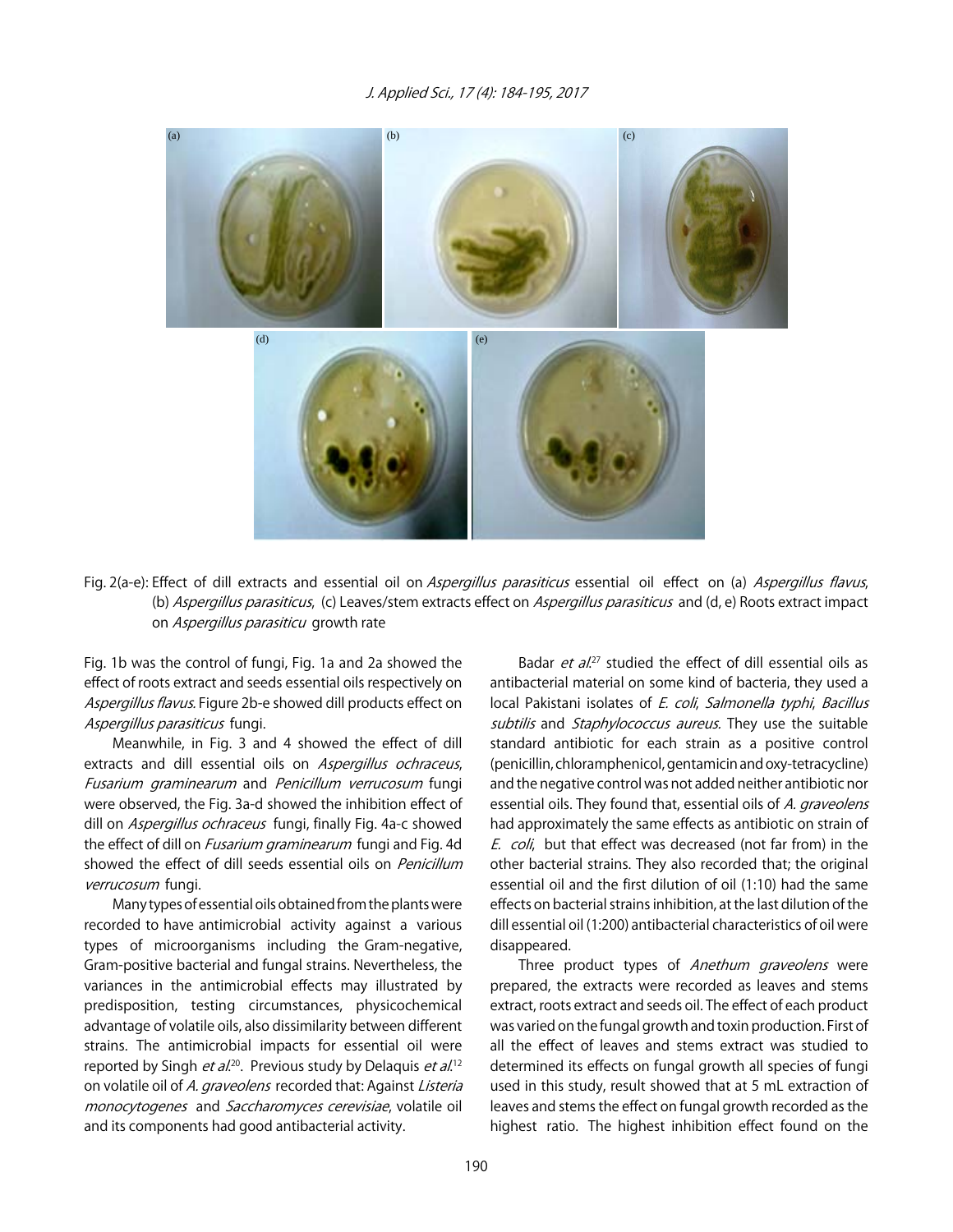Fig. 2(a-e): Effect of dill extracts and essential oil on *Aspergillus parasiticus* essential oil effect on (a) *Aspergillus flavus*, (b) *Aspergillus parasiticus*, (c) Leaves/stem extracts effect on *Aspergillus parasiticus* and (d, e) Roots extract impact on *Aspergillus parasiticu* growth rate

Fig. 1b was the control of fungi, Fig. 1a and 2a showed the effect of roots extract and seeds essential oils respectively on *Aspergillus flavus.* Figure 2b-e showed dill products effect on *Aspergillus parasiticus* fungi.

Meanwhile, in Fig. 3 and 4 showed the effect of dill extracts and dill essential oils on *Aspergillus ochraceus*, *Fusarium graminearum* and *Penicillum verrucosum* fungi were observed, the Fig. 3a-d showed the inhibition effect of dill on *Aspergillus ochraceus* fungi, finally Fig. 4a-c showed the effect of dill on *Fusarium graminearum* fungi and Fig. 4d showed the effect of dill seeds essential oils on *Penicillum verrucosum* fungi.

Many types of essential oils obtained from the plants were recorded to have antimicrobial activity against a various types of microorganisms including the Gram-negative, Gram-positive bacterial and fungal strains. Nevertheless, the variances in the antimicrobial effects may illustrated by predisposition, testing circumstances, physicochemical advantage of volatile oils, also dissimilarity between different strains. The antimicrobial impacts for essential oil were reported by Singh *et al.*[20]. Previous study by Delaquis *et al.*[12] on volatile oil of *A. graveolens* recorded that: Against *Listeria monocytogenes* and *Saccharomyces cerevisiae*, volatile oil and its components had good antibacterial activity.

Badar *et al.*[27] studied the effect of dill essential oils as antibacterial material on some kind of bacteria, they used a local Pakistani isolates of *E. coli*, *Salmonella typhi*, *Bacillus subtilis* and *Staphylococcus aureus.* They use the suitable standard antibiotic for each strain as a positive control (penicillin, chloramphenicol, gentamicin and oxy-tetracycline) and the negative control was not added neither antibiotic nor essential oils. They found that, essential oils of *A. graveolens* had approximately the same effects as antibiotic on strain of *E. coli*, but that effect was decreased (not far from) in the other bacterial strains. They also recorded that; the original essential oil and the first dilution of oil (1:10) had the same effects on bacterial strains inhibition, at the last dilution of the dill essential oil (1:200) antibacterial characteristics of oil were disappeared.

Three product types of *Anethum graveolens* were prepared, the extracts were recorded as leaves and stems extract, roots extract and seeds oil. The effect of each product was varied on the fungal growth and toxin production. First of all the effect of leaves and stems extract was studied to determined its effects on fungal growth all species of fungi used in this study, result showed that at 5 mL extraction of leaves and stems the effect on fungal growth recorded as the highest ratio. The highest inhibition effect found on the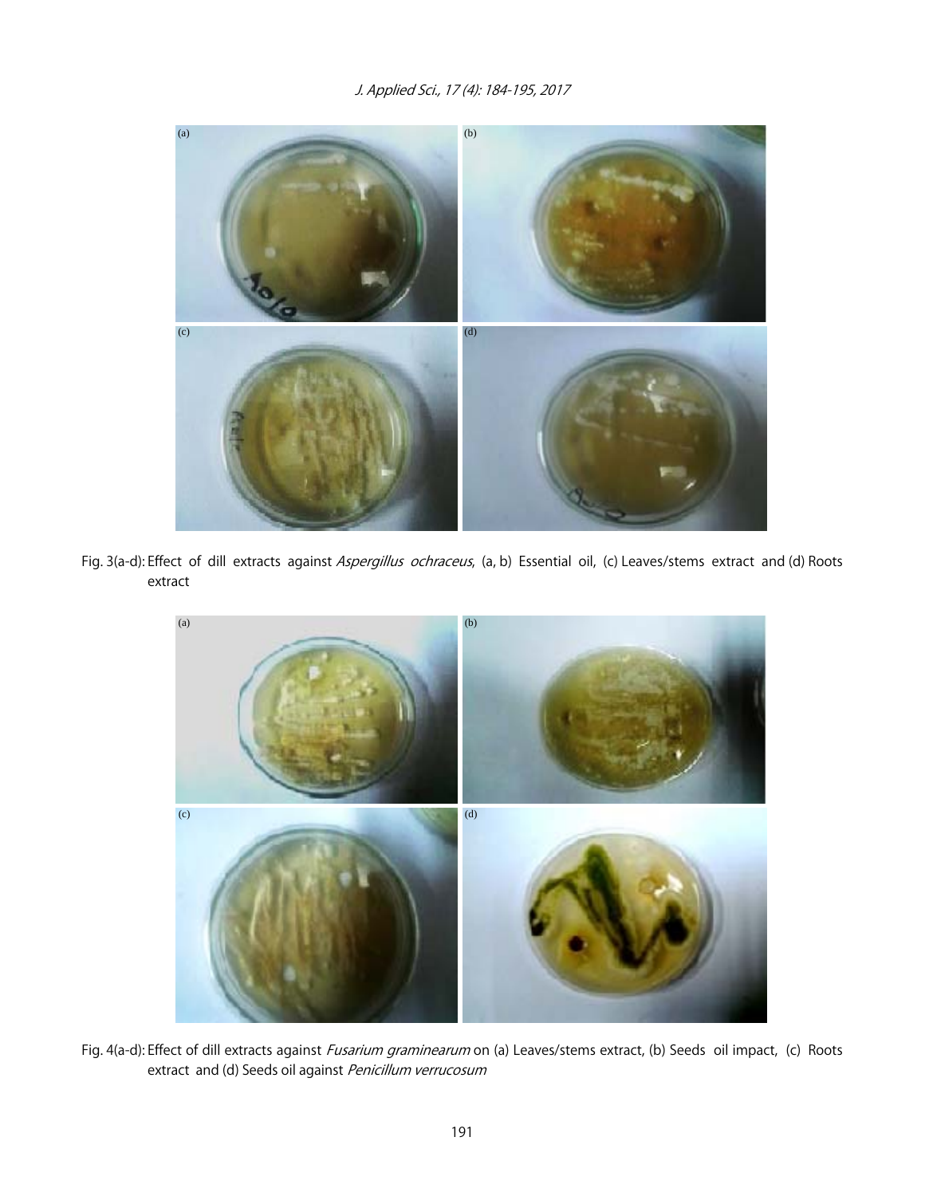Fig. 3(a-d): Effect of dill extracts against *Aspergillus ochraceus*, (a, b) Essential oil, (c) Leaves/stems extract and (d) Roots extract

Fig. 4(a-d): Effect of dill extracts against *Fusarium graminearum* on (a) Leaves/stems extract, (b) Seeds oil impact, (c) Roots extract and (d) Seeds oil against *Penicillum verrucosum*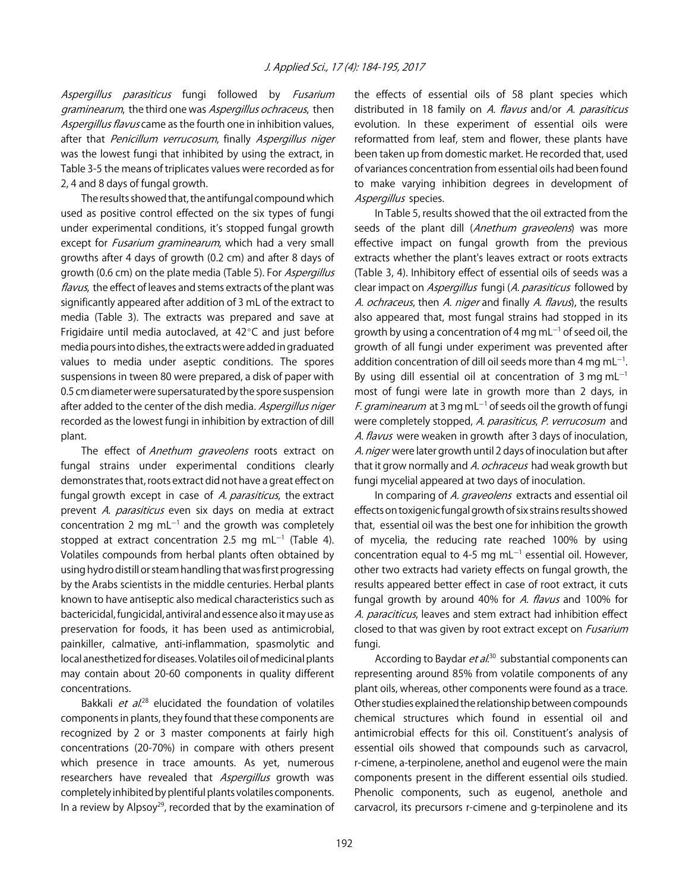*Aspergillus parasiticus* fungi followed by *Fusarium graminearum*, the third one was *Aspergillus ochraceus*, then *Aspergillus flavus* came as the fourth one in inhibition values, after that *Penicillum verrucosum*, finally *Aspergillus niger* was the lowest fungi that inhibited by using the extract, in Table 3-5 the means of triplicates values were recorded as for 2, 4 and 8 days of fungal growth.

The results showed that, the antifungal compound which used as positive control effected on the six types of fungi under experimental conditions, it's stopped fungal growth except for *Fusarium graminearum*, which had a very small growths after 4 days of growth (0.2 cm) and after 8 days of growth (0.6 cm) on the plate media (Table 5). For *Aspergillus flavus*, the effect of leaves and stems extracts of the plant was significantly appeared after addition of 3 mL of the extract to media (Table 3). The extracts was prepared and save at Frigidaire until media autoclaved, at 42°C and just before media pours into dishes, the extracts were added in graduated values to media under aseptic conditions. The spores suspensions in tween 80 were prepared, a disk of paper with 0.5 cm diameter were supersaturated by the spore suspension after added to the center of the dish media. *Aspergillus niger* recorded as the lowest fungi in inhibition by extraction of dill plant.

The effect of *Anethum graveolens* roots extract on fungal strains under experimental conditions clearly demonstrates that, roots extract did not have a great effect on fungal growth except in case of *A. parasiticus*, the extract prevent *A. parasiticus* even six days on media at extract concentration 2 mg $mL^{-1}$ and the growth was completely stopped at extract concentration 2.5 mg $mL^{-1}$ (Table 4). Volatiles compounds from herbal plants often obtained by using hydro distill or steam handling that was first progressing by the Arabs scientists in the middle centuries. Herbal plants known to have antiseptic also medical characteristics such as bactericidal, fungicidal, antiviral and essence also it may use as preservation for foods, it has been used as antimicrobial, painkiller, calmative, anti-inflammation, spasmolytic and local anesthetized for diseases. Volatiles oil of medicinal plants may contain about 20-60 components in quality different concentrations.

Bakkali *et al*.[28] elucidated the foundation of volatiles components in plants, they found that these components are recognized by 2 or 3 master components at fairly high concentrations (20-70%) in compare with others present which presence in trace amounts. As yet, numerous researchers have revealed that *Aspergillus* growth was completely inhibited by plentiful plants volatiles components. In a review by Alpsoy[29], recorded that by the examination of the effects of essential oils of 58 plant species which distributed in 18 family on *A. flavus* and/or *A. parasiticus* evolution. In these experiment of essential oils were reformatted from leaf, stem and flower, these plants have been taken up from domestic market. He recorded that, used of variances concentration from essential oils had been found to make varying inhibition degrees in development of *Aspergillus* species.

In Table 5, results showed that the oil extracted from the seeds of the plant dill (*Anethum graveolens*) was more effective impact on fungal growth from the previous extracts whether the plant's leaves extract or roots extracts (Table 3, 4). Inhibitory effect of essential oils of seeds was a clear impact on *Aspergillus* fungi (*A. parasiticus* followed by *A. ochraceus*, then *A. niger* and finally *A. flavus*), the results also appeared that, most fungal strains had stopped in its growth by using a concentration of 4 mg $mL^{-1}$ of seed oil, the growth of all fungi under experiment was prevented after addition concentration of dill oil seeds more than 4 mg $mL^{-1}$. By using dill essential oil at concentration of 3 mg $mL^{-1}$ most of fungi were late in growth more than 2 days, in *F. graminearum* at 3 mg $mL^{-1}$ of seeds oil the growth of fungi were completely stopped, *A. parasiticus*, *P. verrucosum* and *A. flavus* were weaken in growth after 3 days of inoculation, *A. niger* were later growth until 2 days of inoculation but after that it grow normally and *A. ochraceus* had weak growth but fungi mycelial appeared at two days of inoculation.

In comparing of *A. graveolens* extracts and essential oil effects on toxigenic fungal growth of six strains results showed that, essential oil was the best one for inhibition the growth of mycelia, the reducing rate reached 100% by using concentration equal to 4-5 mg $mL^{-1}$ essential oil. However, other two extracts had variety effects on fungal growth, the results appeared better effect in case of root extract, it cuts fungal growth by around 40% for *A. flavus* and 100% for *A. paraciticus*, leaves and stem extract had inhibition effect closed to that was given by root extract except on *Fusarium* fungi.

According to Baydar *et al*.[30] substantial components can representing around 85% from volatile components of any plant oils, whereas, other components were found as a trace. Other studies explained the relationship between compounds chemical structures which found in essential oil and antimicrobial effects for this oil. Constituent's analysis of essential oils showed that compounds such as carvacrol, r-cimene, a-terpinolene, anethol and eugenol were the main components present in the different essential oils studied. Phenolic components, such as eugenol, anethole and carvacrol, its precursors r-cimene and g-terpinolene and its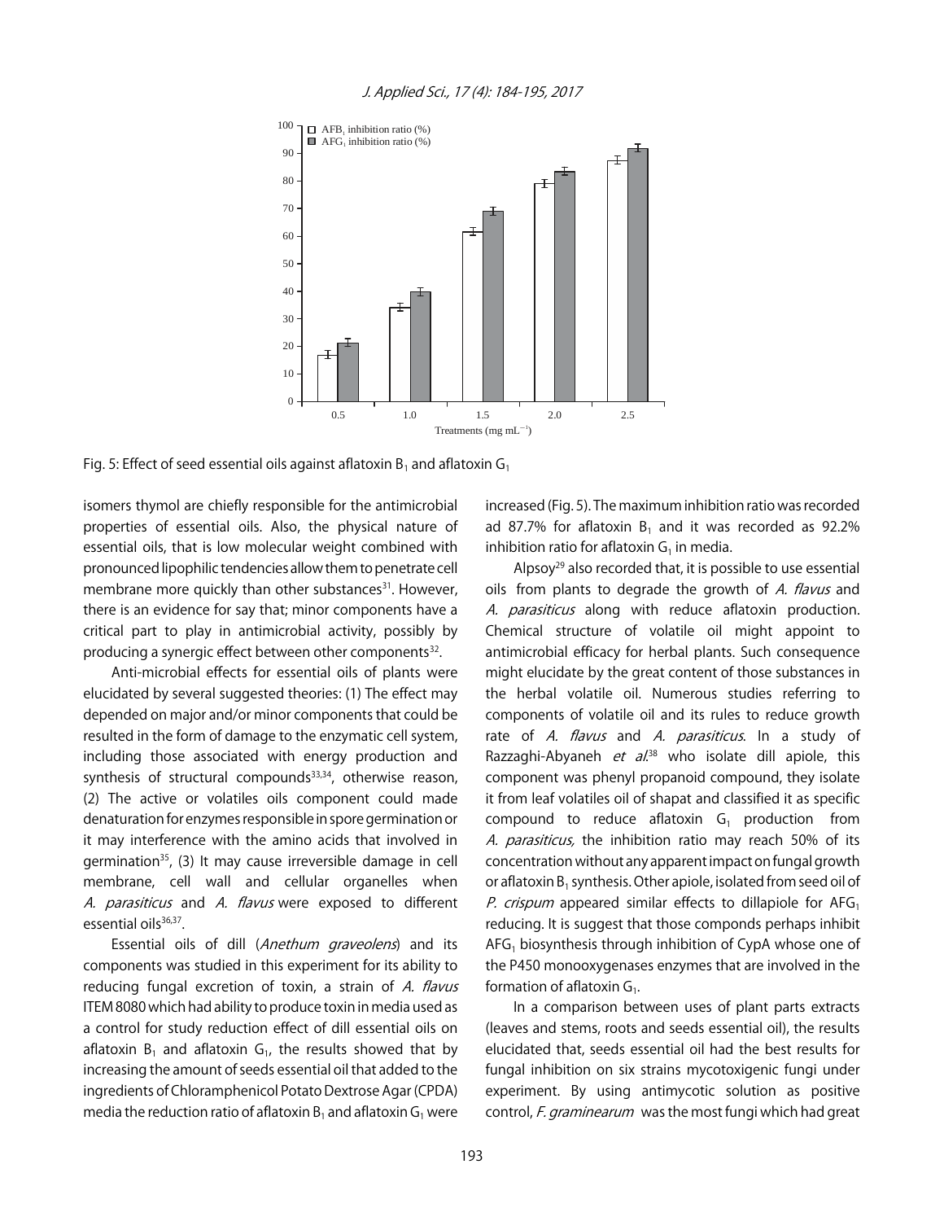Fig. 5: Effect of seed essential oils against aflatoxin $B_1$ and aflatoxin $G_1$

isomers thymol are chiefly responsible for the antimicrobial properties of essential oils. Also, the physical nature of essential oils, that is low molecular weight combined with pronounced lipophilic tendencies allow them to penetrate cell membrane more quickly than other substances[31]. However, there is an evidence for say that; minor components have a critical part to play in antimicrobial activity, possibly by producing a synergic effect between other components[32].

Anti-microbial effects for essential oils of plants were elucidated by several suggested theories: (1) The effect may depended on major and/or minor components that could be resulted in the form of damage to the enzymatic cell system, including those associated with energy production and synthesis of structural compounds[33,34], otherwise reason, (2) The active or volatiles oils component could made denaturation for enzymes responsible in spore germination or it may interference with the amino acids that involved in germination[35], (3) It may cause irreversible damage in cell membrane, cell wall and cellular organelles when *A. parasiticus* and *A. flavus* were exposed to different essential oils[36,37].

Essential oils of dill (*Anethum graveolens*) and its components was studied in this experiment for its ability to reducing fungal excretion of toxin, a strain of *A. flavus* ITEM 8080 which had ability to produce toxin in media used as a control for study reduction effect of dill essential oils on aflatoxin $B_1$ and aflatoxin $G_1$, the results showed that by increasing the amount of seeds essential oil that added to the ingredients of Chloramphenicol Potato Dextrose Agar (CPDA) media the reduction ratio of aflatoxin $B_1$ and aflatoxin $G_1$ were increased (Fig. 5). The maximum inhibition ratio was recorded ad 87.7% for aflatoxin $B_1$ and it was recorded as 92.2% inhibition ratio for aflatoxin $G_1$ in media.

Alpsoy[29] also recorded that, it is possible to use essential oils from plants to degrade the growth of *A. flavus* and *A. parasiticus* along with reduce aflatoxin production. Chemical structure of volatile oil might appoint to antimicrobial efficacy for herbal plants. Such consequence might elucidate by the great content of those substances in the herbal volatile oil. Numerous studies referring to components of volatile oil and its rules to reduce growth rate of *A. flavus* and *A. parasiticus*. In a study of Razzaghi-Abyaneh *et al.*[38] who isolate dill apiole, this component was phenyl propanoid compound, they isolate it from leaf volatiles oil of shapat and classified it as specific compound to reduce aflatoxin $G_1$ production from *A. parasiticus,* the inhibition ratio may reach 50% of its concentration without any apparent impact on fungal growth or aflatoxin $B_1$ synthesis. Other apiole, isolated from seed oil of *P. crispum* appeared similar effects to dillapiole for $AFG_1$ reducing. It is suggest that those componds perhaps inhibit $AFG_1$ biosynthesis through inhibition of CypA whose one of the P450 monooxygenases enzymes that are involved in the formation of aflatoxin $G_1$.

In a comparison between uses of plant parts extracts (leaves and stems, roots and seeds essential oil), the results elucidated that, seeds essential oil had the best results for fungal inhibition on six strains mycotoxigenic fungi under experiment. By using antimycotic solution as positive control, *F. graminearum* was the most fungi which had great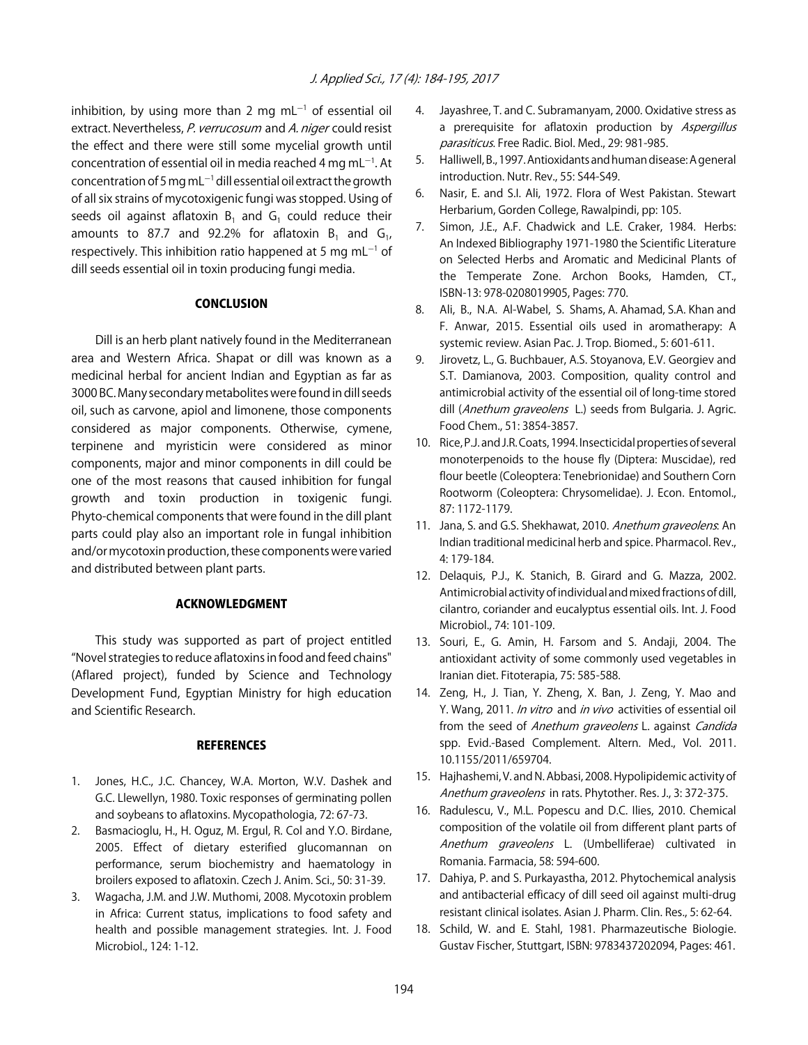inhibition, by using more than 2 mg $mL^{-1}$ of essential oil extract. Nevertheless, *P. verrucosum* and *A. niger* could resist the effect and there were still some mycelial growth until concentration of essential oil in media reached 4 mg $mL^{-1}$. At concentration of 5 mg $mL^{-1}$ dill essential oil extract the growth of all six strains of mycotoxigenic fungi was stopped. Using of seeds oil against aflatoxin $B_1$ and $G_1$ could reduce their amounts to 87.7 and 92.2% for aflatoxin $B_1$ and $G_1$, respectively. This inhibition ratio happened at 5 mg $mL^{-1}$ of dill seeds essential oil in toxin producing fungi media.

## CONCLUSION

Dill is an herb plant natively found in the Mediterranean area and Western Africa. Shapat or dill was known as a medicinal herbal for ancient Indian and Egyptian as far as 3000 BC. Many secondary metabolites were found in dill seeds oil, such as carvone, apiol and limonene, those components considered as major components. Otherwise, cymene, terpinene and myristicin were considered as minor components, major and minor components in dill could be one of the most reasons that caused inhibition for fungal growth and toxin production in toxigenic fungi. Phyto-chemical components that were found in the dill plant parts could play also an important role in fungal inhibition and/or mycotoxin production, these components were varied and distributed between plant parts.

## ACKNOWLEDGMENT

This study was supported as part of project entitled "Novel strategies to reduce aflatoxins in food and feed chains" (Aflared project), funded by Science and Technology Development Fund, Egyptian Ministry for high education and Scientific Research.

## REFERENCES

1. Jones, H.C., J.C. Chancey, W.A. Morton, W.V. Dashek and G.C. Llewellyn, 1980. Toxic responses of germinating pollen and soybeans to aflatoxins. Mycopathologia, 72: 67-73.
2. Basmacioglu, H., H. Oguz, M. Ergul, R. Col and Y.O. Birdane, 2005. Effect of dietary esterified glucomannan on performance, serum biochemistry and haematology in broilers exposed to aflatoxin. Czech J. Anim. Sci., 50: 31-39.
3. Wagacha, J.M. and J.W. Muthomi, 2008. Mycotoxin problem in Africa: Current status, implications to food safety and health and possible management strategies. Int. J. Food Microbiol., 124: 1-12.
4. Jayashree, T. and C. Subramanyam, 2000. Oxidative stress as a prerequisite for aflatoxin production by *Aspergillus parasiticus*. Free Radic. Biol. Med., 29: 981-985.
5. Halliwell, B., 1997. Antioxidants and human disease: A general introduction. Nutr. Rev., 55: S44-S49.
6. Nasir, E. and S.I. Ali, 1972. Flora of West Pakistan. Stewart Herbarium, Gorden College, Rawalpindi, pp: 105.
7. Simon, J.E., A.F. Chadwick and L.E. Craker, 1984. Herbs: An Indexed Bibliography 1971-1980 the Scientific Literature on Selected Herbs and Aromatic and Medicinal Plants of the Temperate Zone. Archon Books, Hamden, CT., ISBN-13: 978-0208019905, Pages: 770.
8. Ali, B., N.A. Al-Wabel, S. Shams, A. Ahamad, S.A. Khan and F. Anwar, 2015. Essential oils used in aromatherapy: A systemic review. Asian Pac. J. Trop. Biomed., 5: 601-611.
9. Jirovetz, L., G. Buchbauer, A.S. Stoyanova, E.V. Georgiev and S.T. Damianova, 2003. Composition, quality control and antimicrobial activity of the essential oil of long-time stored dill (*Anethum graveolens* L.) seeds from Bulgaria. J. Agric. Food Chem., 51: 3854-3857.
10. Rice, P.J. and J.R. Coats, 1994. Insecticidal properties of several monoterpenoids to the house fly (Diptera: Muscidae), red flour beetle (Coleoptera: Tenebrionidae) and Southern Corn Rootworm (Coleoptera: Chrysomelidae). J. Econ. Entomol., 87: 1172-1179.
11. Jana, S. and G.S. Shekhawat, 2010. *Anethum graveolens*: An Indian traditional medicinal herb and spice. Pharmacol. Rev., 4: 179-184.
12. Delaquis, P.J., K. Stanich, B. Girard and G. Mazza, 2002. Antimicrobial activity of individual and mixed fractions of dill, cilantro, coriander and eucalyptus essential oils. Int. J. Food Microbiol., 74: 101-109.
13. Souri, E., G. Amin, H. Farsom and S. Andaji, 2004. The antioxidant activity of some commonly used vegetables in Iranian diet. Fitoterapia, 75: 585-588.
14. Zeng, H., J. Tian, Y. Zheng, X. Ban, J. Zeng, Y. Mao and Y. Wang, 2011. *In vitro* and *in vivo* activities of essential oil from the seed of *Anethum graveolens* L. against *Candida* spp. Evid.-Based Complement. Altern. Med., Vol. 2011. 10.1155/2011/659704.
15. Hajhashemi, V. and N. Abbasi, 2008. Hypolipidemic activity of *Anethum graveolens* in rats. Phytother. Res. J., 3: 372-375.
16. Radulescu, V., M.L. Popescu and D.C. Ilies, 2010. Chemical composition of the volatile oil from different plant parts of *Anethum graveolens* L. (Umbelliferae) cultivated in Romania. Farmacia, 58: 594-600.
17. Dahiya, P. and S. Purkayastha, 2012. Phytochemical analysis and antibacterial efficacy of dill seed oil against multi-drug resistant clinical isolates. Asian J. Pharm. Clin. Res., 5: 62-64.
18. Schild, W. and E. Stahl, 1981. Pharmazeutische Biologie. Gustav Fischer, Stuttgart, ISBN: 9783437202094, Pages: 461.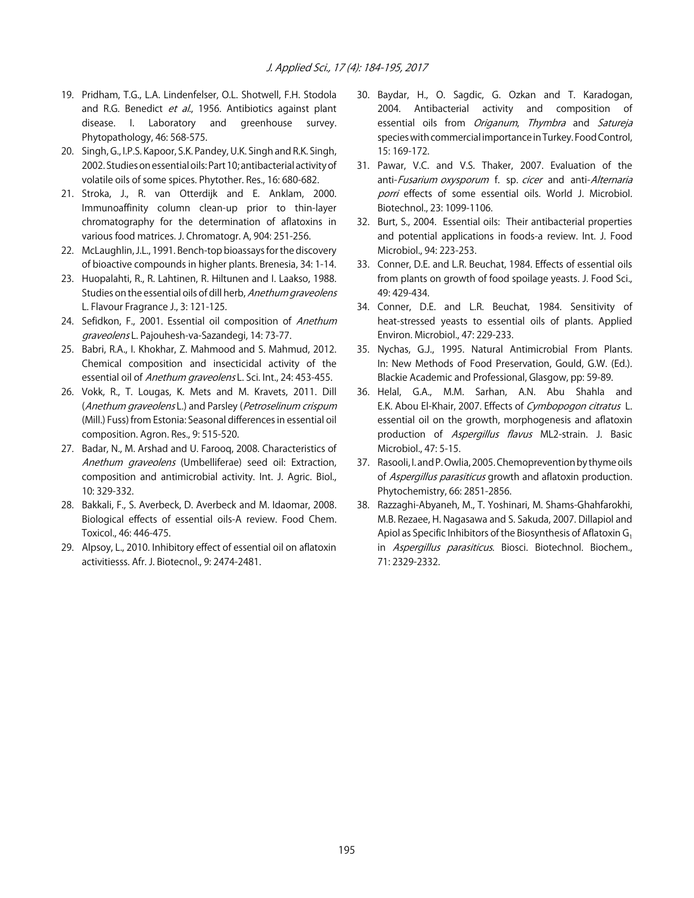19. Pridham, T.G., L.A. Lindenfelser, O.L. Shotwell, F.H. Stodola and R.G. Benedict *et al*., 1956. Antibiotics against plant disease. I. Laboratory and greenhouse survey. Phytopathology, 46: 568-575.
20. Singh, G., I.P.S. Kapoor, S.K. Pandey, U.K. Singh and R.K. Singh, 2002. Studies on essential oils: Part 10; antibacterial activity of volatile oils of some spices. Phytother. Res., 16: 680-682.
21. Stroka, J., R. van Otterdijk and E. Anklam, 2000. Immunoaffinity column clean-up prior to thin-layer chromatography for the determination of aflatoxins in various food matrices. J. Chromatogr. A, 904: 251-256.
22. McLaughlin, J.L., 1991. Bench-top bioassays for the discovery of bioactive compounds in higher plants. Brenesia, 34: 1-14.
23. Huopalahti, R., R. Lahtinen, R. Hiltunen and I. Laakso, 1988. Studies on the essential oils of dill herb, *Anethum graveolens* L. Flavour Fragrance J., 3: 121-125.
24. Sefidkon, F., 2001. Essential oil composition of *Anethum graveolens* L. Pajouhesh-va-Sazandegi, 14: 73-77.
25. Babri, R.A., I. Khokhar, Z. Mahmood and S. Mahmud, 2012. Chemical composition and insecticidal activity of the essential oil of *Anethum graveolens* L. Sci. Int., 24: 453-455.
26. Vokk, R., T. Lougas, K. Mets and M. Kravets, 2011. Dill (*Anethum graveolens* L.) and Parsley (*Petroselinum crispum* (Mill.) Fuss) from Estonia: Seasonal differences in essential oil composition. Agron. Res., 9: 515-520.
27. Badar, N., M. Arshad and U. Farooq, 2008. Characteristics of *Anethum graveolens* (Umbelliferae) seed oil: Extraction, composition and antimicrobial activity. Int. J. Agric. Biol., 10: 329-332.
28. Bakkali, F., S. Averbeck, D. Averbeck and M. Idaomar, 2008. Biological effects of essential oils-A review. Food Chem. Toxicol., 46: 446-475.
29. Alpsoy, L., 2010. Inhibitory effect of essential oil on aflatoxin activitiesss. Afr. J. Biotecnol., 9: 2474-2481.
30. Baydar, H., O. Sagdic, G. Ozkan and T. Karadogan, 2004. Antibacterial activity and composition of essential oils from *Origanum*, *Thymbra* and *Satureja* species with commercial importance in Turkey. Food Control, 15: 169-172.
31. Pawar, V.C. and V.S. Thaker, 2007. Evaluation of the anti-*Fusarium oxysporum* f. sp. *cicer* and anti-*Alternaria porri* effects of some essential oils. World J. Microbiol. Biotechnol., 23: 1099-1106.
32. Burt, S., 2004. Essential oils: Their antibacterial properties and potential applications in foods-a review. Int. J. Food Microbiol., 94: 223-253.
33. Conner, D.E. and L.R. Beuchat, 1984. Effects of essential oils from plants on growth of food spoilage yeasts. J. Food Sci., 49: 429-434.
34. Conner, D.E. and L.R. Beuchat, 1984. Sensitivity of heat-stressed yeasts to essential oils of plants. Applied Environ. Microbiol., 47: 229-233.
35. Nychas, G.J., 1995. Natural Antimicrobial From Plants. In: New Methods of Food Preservation, Gould, G.W. (Ed.). Blackie Academic and Professional, Glasgow, pp: 59-89.
36. Helal, G.A., M.M. Sarhan, A.N. Abu Shahla and E.K. Abou El-Khair, 2007. Effects of *Cymbopogon citratus* L. essential oil on the growth, morphogenesis and aflatoxin production of *Aspergillus flavus* ML2-strain. J. Basic Microbiol., 47: 5-15.
37. Rasooli, I. and P. Owlia, 2005. Chemoprevention by thyme oils of *Aspergillus parasiticus* growth and aflatoxin production. Phytochemistry, 66: 2851-2856.
38. Razzaghi-Abyaneh, M., T. Yoshinari, M. Shams-Ghahfarokhi, M.B. Rezaee, H. Nagasawa and S. Sakuda, 2007. Dillapiol and Apiol as Specific Inhibitors of the Biosynthesis of Aflatoxin $G_1$ in *Aspergillus parasiticus*. Biosci. Biotechnol. Biochem., 71: 2329-2332.